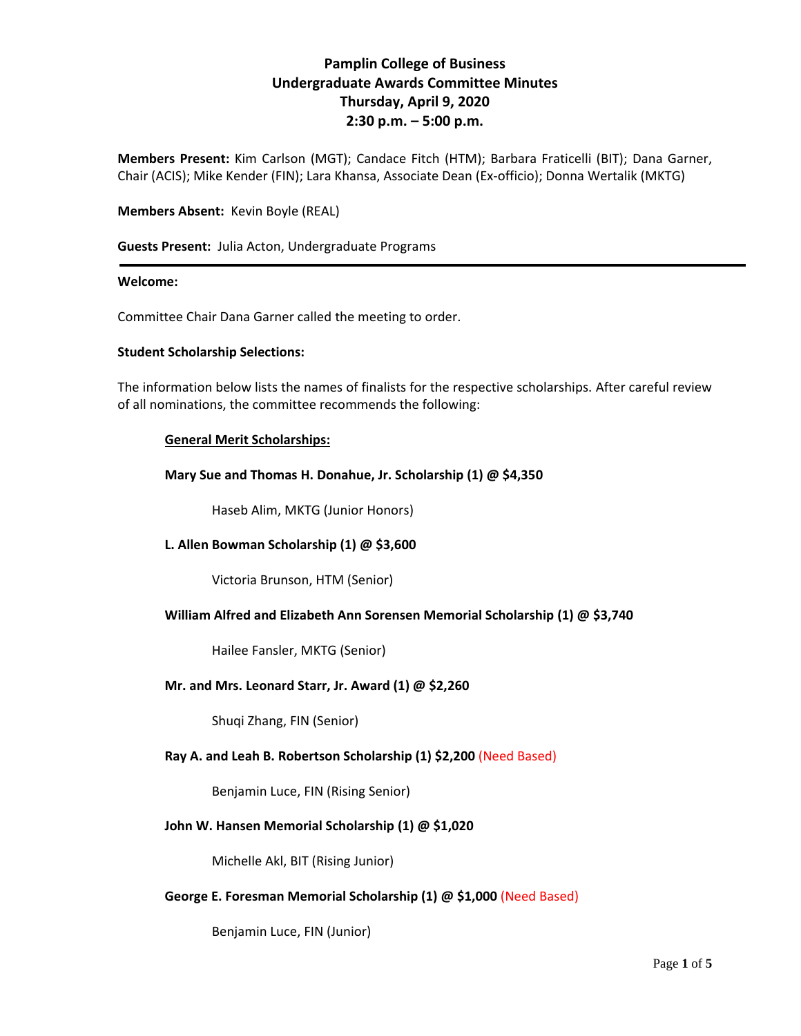# Pamplin College of Business
## Undergraduate Awards Committee Minutes
### Thursday, April 9, 2020
### 2:30 p.m. – 5:00 p.m.

**Members Present:** Kim Carlson (MGT); Candace Fitch (HTM); Barbara Fraticelli (BIT); Dana Garner, Chair (ACIS); Mike Kender (FIN); Lara Khansa, Associate Dean (Ex-officio); Donna Wertalik (MKTG)

**Members Absent:** Kevin Boyle (REAL)

**Guests Present:** Julia Acton, Undergraduate Programs

---

**Welcome:**

Committee Chair Dana Garner called the meeting to order.

**Student Scholarship Selections:**

The information below lists the names of finalists for the respective scholarships. After careful review of all nominations, the committee recommends the following:

**General Merit Scholarships:**

**Mary Sue and Thomas H. Donahue, Jr. Scholarship (1) @ $4,350**

Haseb Alim, MKTG (Junior Honors)

**L. Allen Bowman Scholarship (1) @ $3,600**

Victoria Brunson, HTM (Senior)

**William Alfred and Elizabeth Ann Sorensen Memorial Scholarship (1) @ $3,740**

Hailee Fansler, MKTG (Senior)

**Mr. and Mrs. Leonard Starr, Jr. Award (1) @ $2,260**

Shuqi Zhang, FIN (Senior)

**Ray A. and Leah B. Robertson Scholarship (1) $2,200** (Need Based)

Benjamin Luce, FIN (Rising Senior)

**John W. Hansen Memorial Scholarship (1) @ $1,020**

Michelle Akl, BIT (Rising Junior)

**George E. Foresman Memorial Scholarship (1) @ $1,000** (Need Based)

Benjamin Luce, FIN (Junior)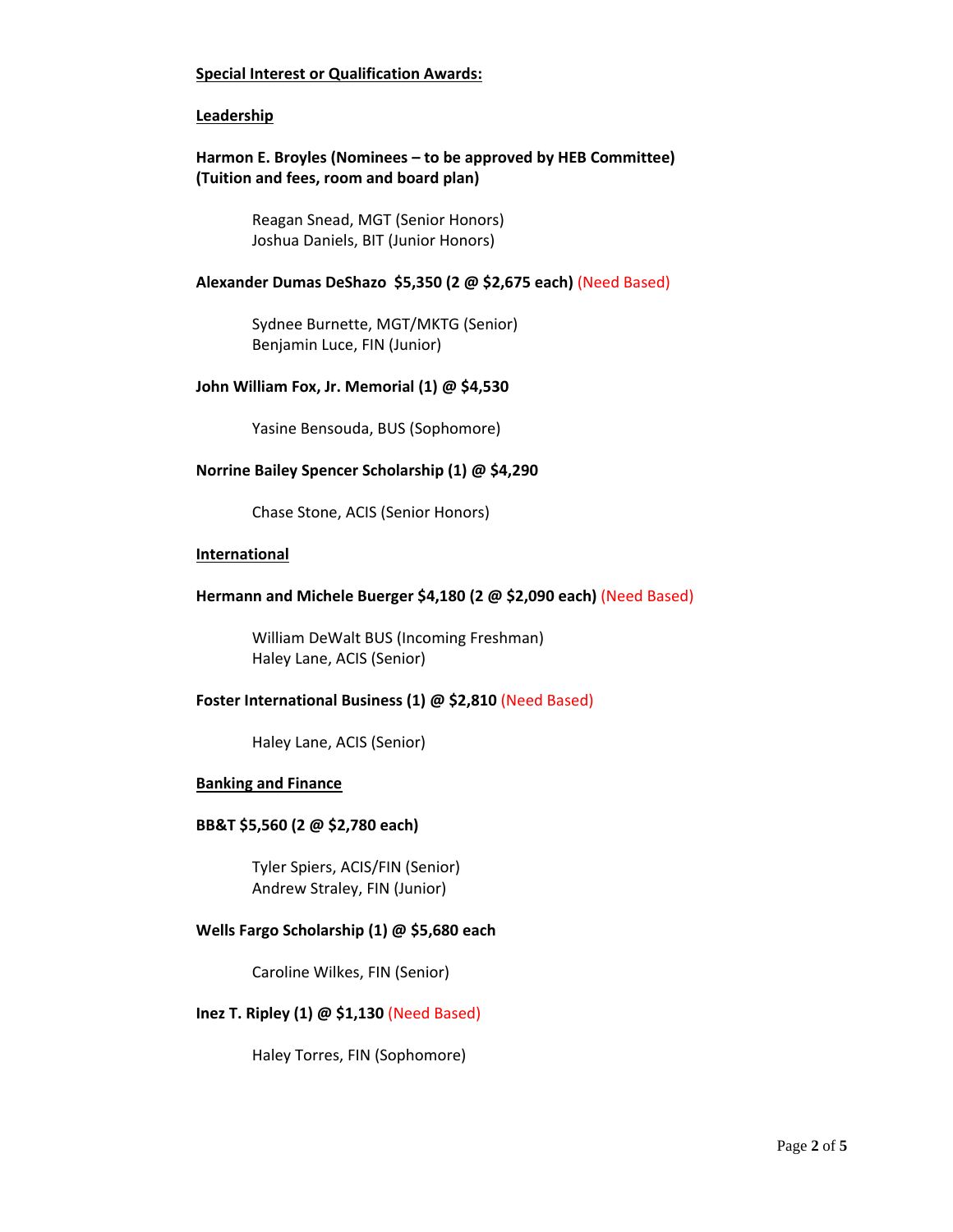## Special Interest or Qualification Awards:

### Leadership

**Harmon E. Broyles (Nominees – to be approved by HEB Committee)**
**(Tuition and fees, room and board plan)**

Reagan Snead, MGT (Senior Honors)
Joshua Daniels, BIT (Junior Honors)

**Alexander Dumas DeShazo $5,350 (2 @ $2,675 each)** (Need Based)

Sydnee Burnette, MGT/MKTG (Senior)
Benjamin Luce, FIN (Junior)

**John William Fox, Jr. Memorial (1) @ $4,530**

Yasine Bensouda, BUS (Sophomore)

**Norrine Bailey Spencer Scholarship (1) @ $4,290**

Chase Stone, ACIS (Senior Honors)

### International

**Hermann and Michele Buerger $4,180 (2 @ $2,090 each)** (Need Based)

William DeWalt BUS (Incoming Freshman)
Haley Lane, ACIS (Senior)

**Foster International Business (1) @ $2,810** (Need Based)

Haley Lane, ACIS (Senior)

### Banking and Finance

**BB&T $5,560 (2 @ $2,780 each)**

Tyler Spiers, ACIS/FIN (Senior)
Andrew Straley, FIN (Junior)

**Wells Fargo Scholarship (1) @ $5,680 each**

Caroline Wilkes, FIN (Senior)

**Inez T. Ripley (1) @ $1,130** (Need Based)

Haley Torres, FIN (Sophomore)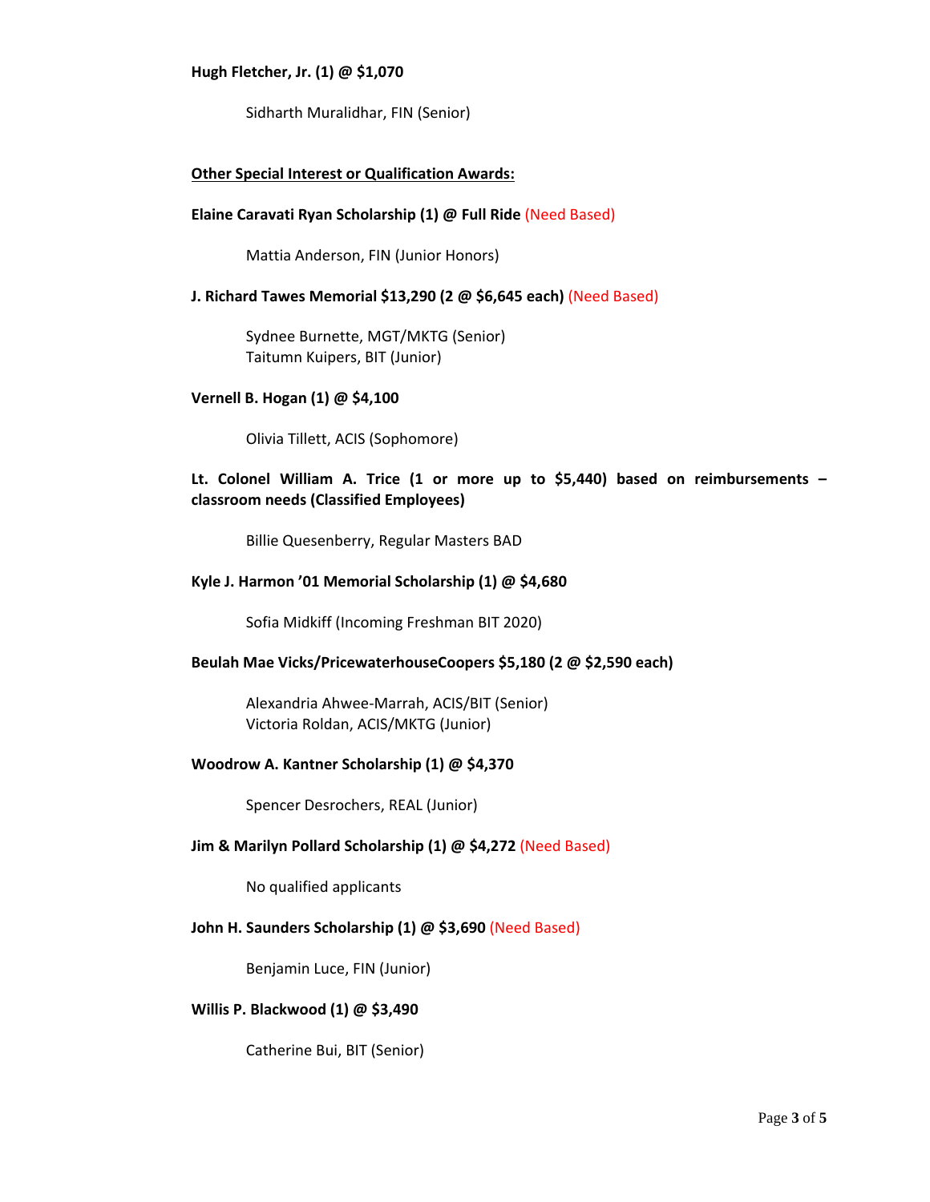**Hugh Fletcher, Jr. (1) @ $1,070**

Sidharth Muralidhar, FIN (Senior)

**Other Special Interest or Qualification Awards:**

**Elaine Caravati Ryan Scholarship (1) @ Full Ride** (Need Based)

Mattia Anderson, FIN (Junior Honors)

**J. Richard Tawes Memorial $13,290 (2 @ $6,645 each)** (Need Based)

Sydnee Burnette, MGT/MKTG (Senior)
Taitumn Kuipers, BIT (Junior)

**Vernell B. Hogan (1) @ $4,100**

Olivia Tillett, ACIS (Sophomore)

**Lt. Colonel William A. Trice (1 or more up to $5,440) based on reimbursements – classroom needs (Classified Employees)**

Billie Quesenberry, Regular Masters BAD

**Kyle J. Harmon '01 Memorial Scholarship (1) @ $4,680**

Sofia Midkiff (Incoming Freshman BIT 2020)

**Beulah Mae Vicks/PricewaterhouseCoopers $5,180 (2 @ $2,590 each)**

Alexandria Ahwee-Marrah, ACIS/BIT (Senior)
Victoria Roldan, ACIS/MKTG (Junior)

**Woodrow A. Kantner Scholarship (1) @ $4,370**

Spencer Desrochers, REAL (Junior)

**Jim & Marilyn Pollard Scholarship (1) @ $4,272** (Need Based)

No qualified applicants

**John H. Saunders Scholarship (1) @ $3,690** (Need Based)

Benjamin Luce, FIN (Junior)

**Willis P. Blackwood (1) @ $3,490**

Catherine Bui, BIT (Senior)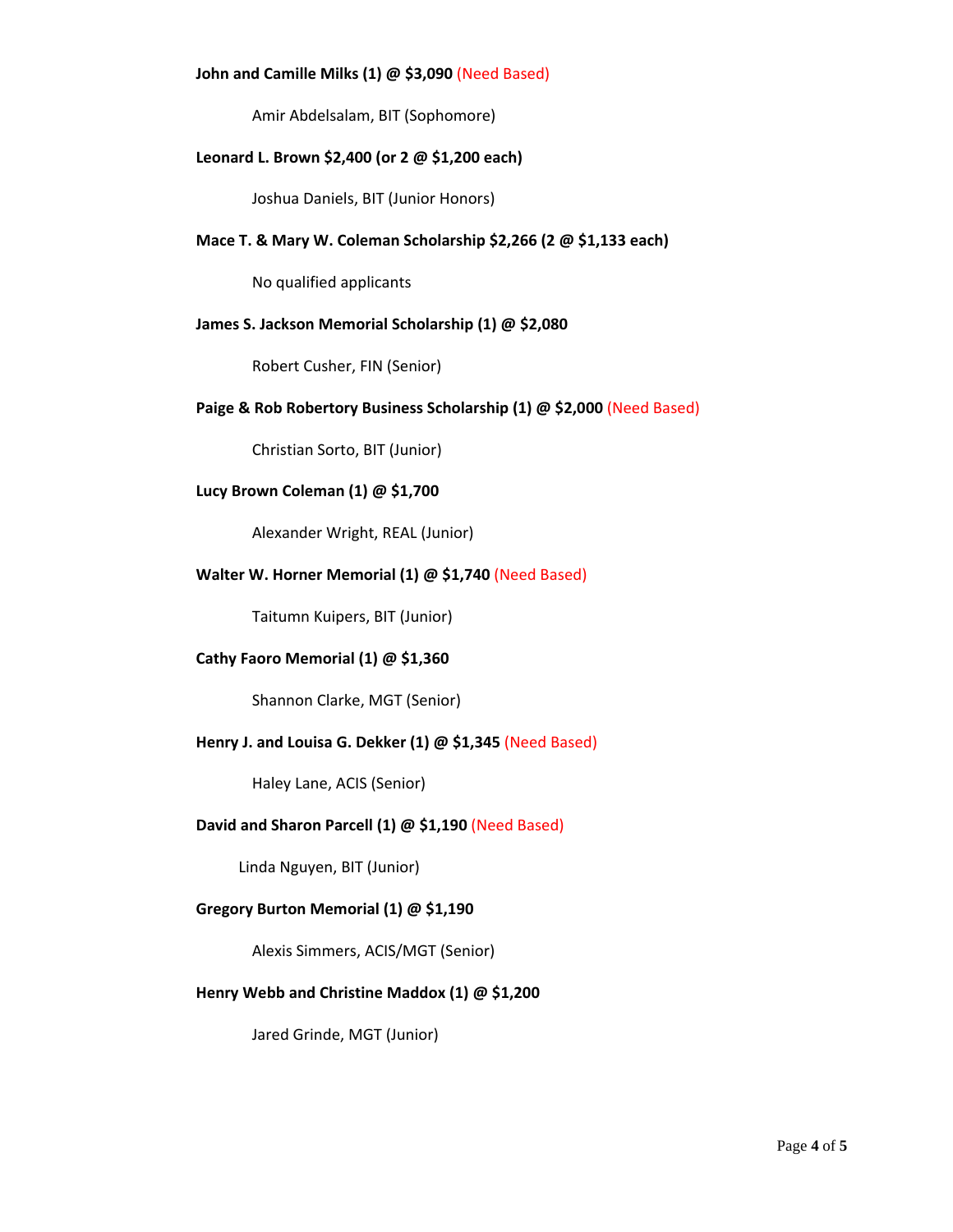**John and Camille Milks (1) @ $3,090** (Need Based)

Amir Abdelsalam, BIT (Sophomore)

**Leonard L. Brown $2,400 (or 2 @ $1,200 each)**

Joshua Daniels, BIT (Junior Honors)

**Mace T. & Mary W. Coleman Scholarship $2,266 (2 @ $1,133 each)**

No qualified applicants

**James S. Jackson Memorial Scholarship (1) @ $2,080**

Robert Cusher, FIN (Senior)

**Paige & Rob Robertory Business Scholarship (1) @ $2,000** (Need Based)

Christian Sorto, BIT (Junior)

**Lucy Brown Coleman (1) @ $1,700**

Alexander Wright, REAL (Junior)

**Walter W. Horner Memorial (1) @ $1,740** (Need Based)

Taitumn Kuipers, BIT (Junior)

**Cathy Faoro Memorial (1) @ $1,360**

Shannon Clarke, MGT (Senior)

**Henry J. and Louisa G. Dekker (1) @ $1,345** (Need Based)

Haley Lane, ACIS (Senior)

**David and Sharon Parcell (1) @ $1,190** (Need Based)

Linda Nguyen, BIT (Junior)

**Gregory Burton Memorial (1) @ $1,190**

Alexis Simmers, ACIS/MGT (Senior)

**Henry Webb and Christine Maddox (1) @ $1,200**

Jared Grinde, MGT (Junior)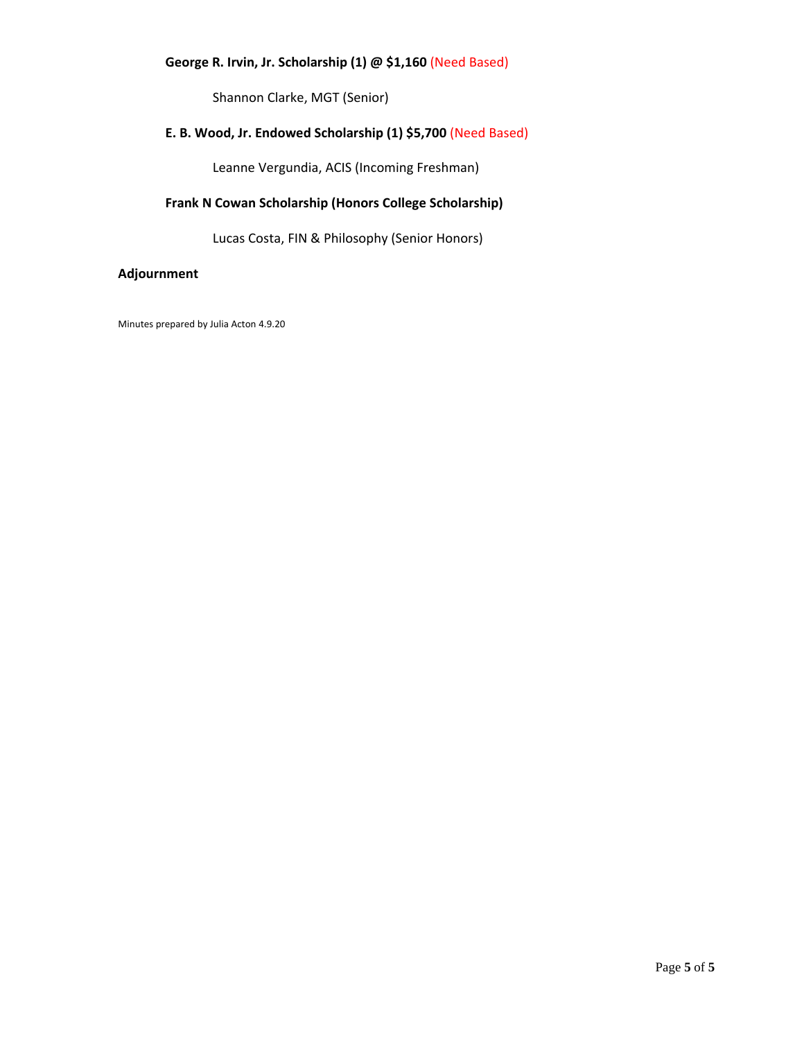**George R. Irvin, Jr. Scholarship (1) @ $1,160** (Need Based)

Shannon Clarke, MGT (Senior)

**E. B. Wood, Jr. Endowed Scholarship (1) $5,700** (Need Based)

Leanne Vergundia, ACIS (Incoming Freshman)

**Frank N Cowan Scholarship (Honors College Scholarship)**

Lucas Costa, FIN & Philosophy (Senior Honors)

**Adjournment**

Minutes prepared by Julia Acton 4.9.20